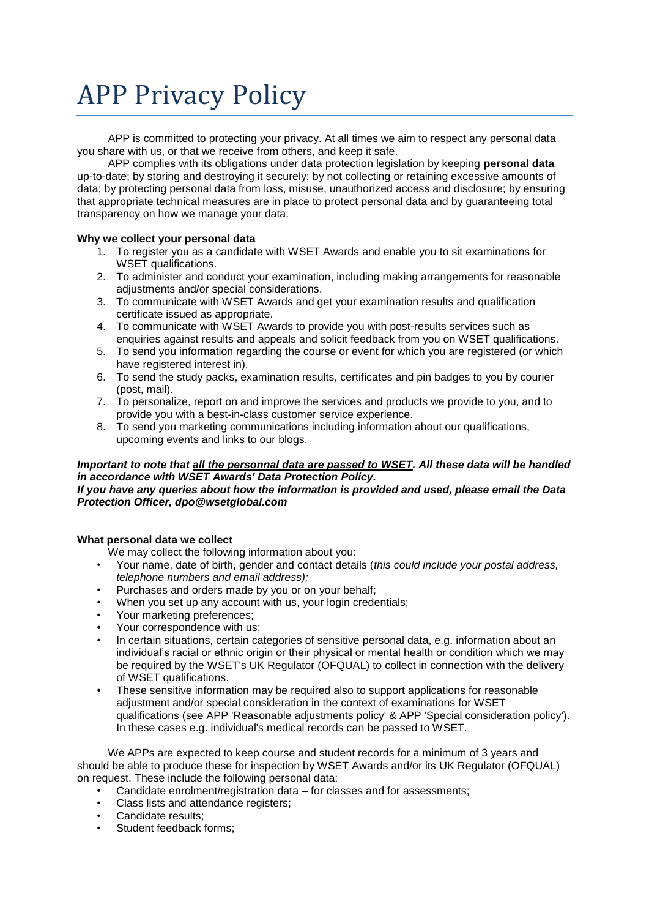# APP Privacy Policy

APP is committed to protecting your privacy. At all times we aim to respect any personal data you share with us, or that we receive from others, and keep it safe.

APP complies with its obligations under data protection legislation by keeping **personal data** up-to-date; by storing and destroying it securely; by not collecting or retaining excessive amounts of data; by protecting personal data from loss, misuse, unauthorized access and disclosure; by ensuring that appropriate technical measures are in place to protect personal data and by guaranteeing total transparency on how we manage your data.

**Why we collect your personal data**

1. To register you as a candidate with WSET Awards and enable you to sit examinations for WSET qualifications.
2. To administer and conduct your examination, including making arrangements for reasonable adjustments and/or special considerations.
3. To communicate with WSET Awards and get your examination results and qualification certificate issued as appropriate.
4. To communicate with WSET Awards to provide you with post-results services such as enquiries against results and appeals and solicit feedback from you on WSET qualifications.
5. To send you information regarding the course or event for which you are registered (or which have registered interest in).
6. To send the study packs, examination results, certificates and pin badges to you by courier (post, mail).
7. To personalize, report on and improve the services and products we provide to you, and to provide you with a best-in-class customer service experience.
8. To send you marketing communications including information about our qualifications, upcoming events and links to our blogs.

***Important to note that <u>all the personnal data are passed to WSET</u>. All these data will be handled in accordance with WSET Awards' Data Protection Policy.***
***If you have any queries about how the information is provided and used, please email the Data Protection Officer, dpo@wsetglobal.com***

**What personal data we collect**

We may collect the following information about you:

- Your name, date of birth, gender and contact details (*this could include your postal address, telephone numbers and email address);*
- Purchases and orders made by you or on your behalf;
- When you set up any account with us, your login credentials;
- Your marketing preferences;
- Your correspondence with us;
- In certain situations, certain categories of sensitive personal data, e.g. information about an individual's racial or ethnic origin or their physical or mental health or condition which we may be required by the WSET's UK Regulator (OFQUAL) to collect in connection with the delivery of WSET qualifications.
- These sensitive information may be required also to support applications for reasonable adjustment and/or special consideration in the context of examinations for WSET qualifications (see APP 'Reasonable adjustments policy' & APP 'Special consideration policy'). In these cases e.g. individual's medical records can be passed to WSET.

We APPs are expected to keep course and student records for a minimum of 3 years and should be able to produce these for inspection by WSET Awards and/or its UK Regulator (OFQUAL) on request. These include the following personal data:

- Candidate enrolment/registration data – for classes and for assessments;
- Class lists and attendance registers;
- Candidate results;
- Student feedback forms;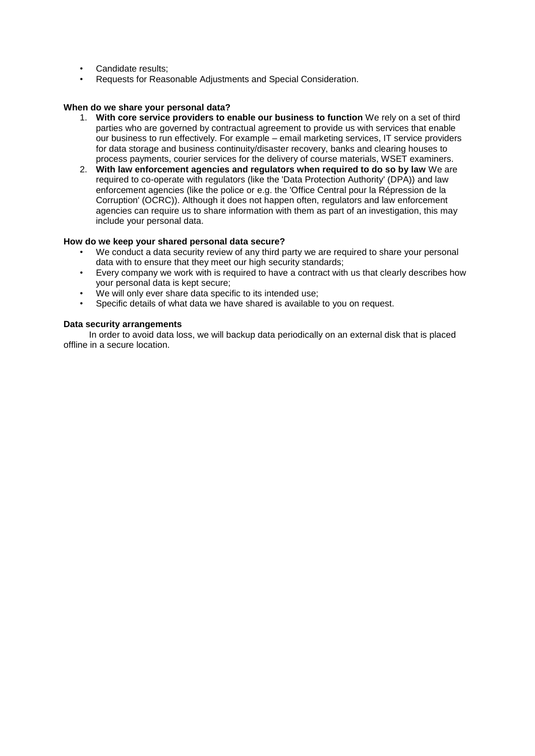- Candidate results;
- Requests for Reasonable Adjustments and Special Consideration.

**When do we share your personal data?**

1. **With core service providers to enable our business to function** We rely on a set of third parties who are governed by contractual agreement to provide us with services that enable our business to run effectively. For example – email marketing services, IT service providers for data storage and business continuity/disaster recovery, banks and clearing houses to process payments, courier services for the delivery of course materials, WSET examiners.
2. **With law enforcement agencies and regulators when required to do so by law** We are required to co-operate with regulators (like the 'Data Protection Authority' (DPA)) and law enforcement agencies (like the police or e.g. the 'Office Central pour la Répression de la Corruption' (OCRC)). Although it does not happen often, regulators and law enforcement agencies can require us to share information with them as part of an investigation, this may include your personal data.

**How do we keep your shared personal data secure?**

- We conduct a data security review of any third party we are required to share your personal data with to ensure that they meet our high security standards;
- Every company we work with is required to have a contract with us that clearly describes how your personal data is kept secure;
- We will only ever share data specific to its intended use;
- Specific details of what data we have shared is available to you on request.

**Data security arrangements**

In order to avoid data loss, we will backup data periodically on an external disk that is placed offline in a secure location.